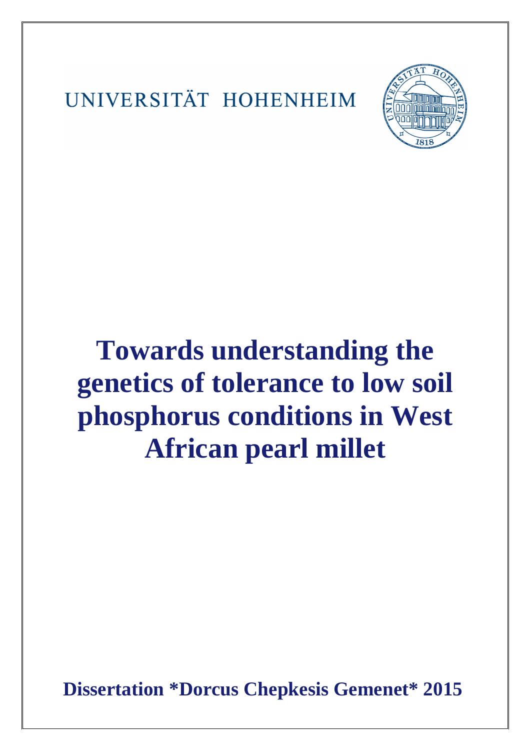UNIVERSITÄT HOHENHEIM

# Towards understanding the genetics of tolerance to low soil phosphorus conditions in West African pearl millet

**Dissertation *Dorcus Chepkesis Gemenet* 2015**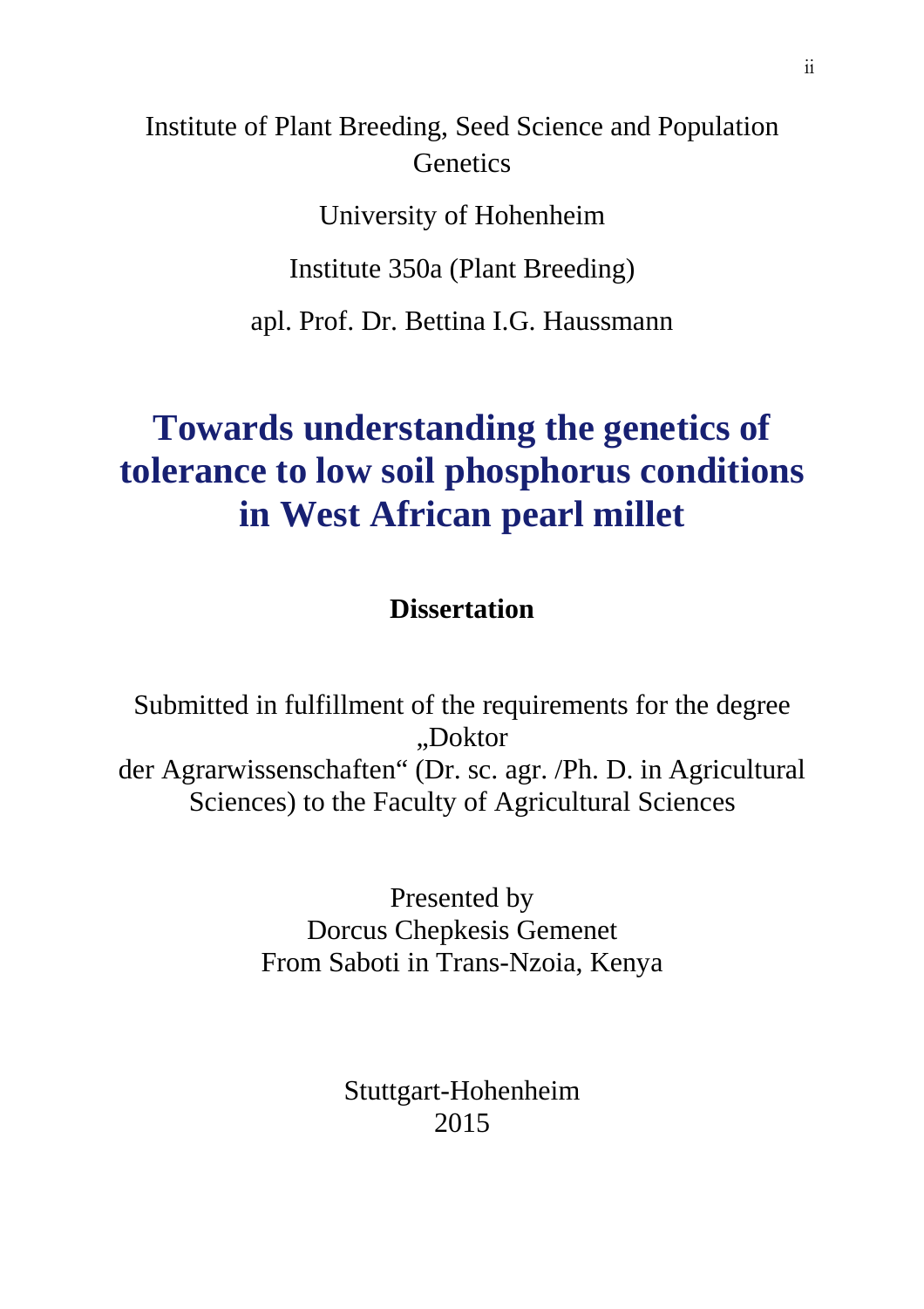Institute of Plant Breeding, Seed Science and Population Genetics

University of Hohenheim

Institute 350a (Plant Breeding)

apl. Prof. Dr. Bettina I.G. Haussmann

# Towards understanding the genetics of tolerance to low soil phosphorus conditions in West African pearl millet

**Dissertation**

Submitted in fulfillment of the requirements for the degree „Doktor der Agrarwissenschaften“ (Dr. sc. agr. /Ph. D. in Agricultural Sciences) to the Faculty of Agricultural Sciences

Presented by
Dorcus Chepkesis Gemenet
From Saboti in Trans-Nzoia, Kenya

Stuttgart-Hohenheim
2015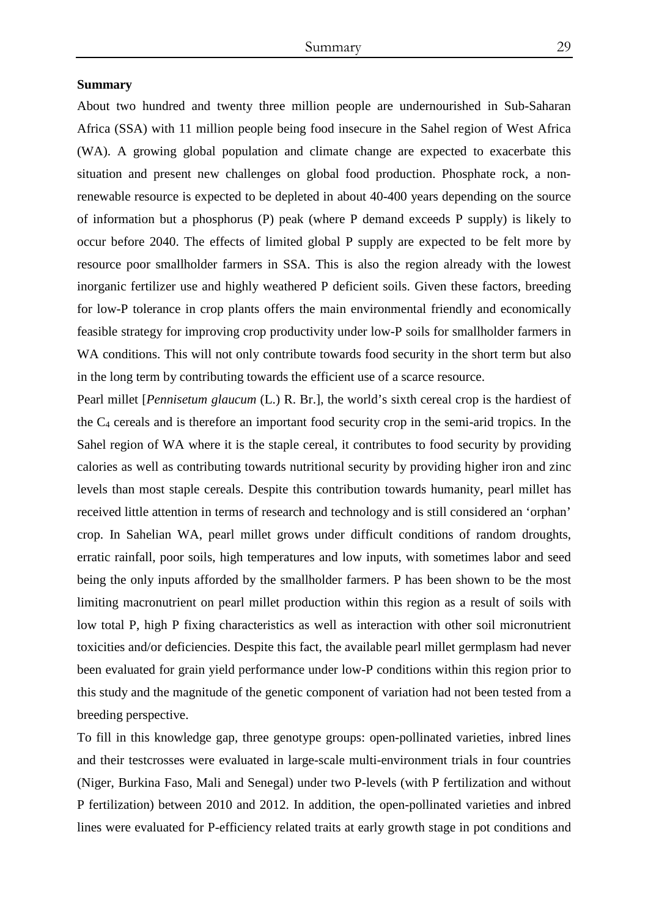## Summary

About two hundred and twenty three million people are undernourished in Sub-Saharan Africa (SSA) with 11 million people being food insecure in the Sahel region of West Africa (WA). A growing global population and climate change are expected to exacerbate this situation and present new challenges on global food production. Phosphate rock, a non-renewable resource is expected to be depleted in about 40-400 years depending on the source of information but a phosphorus (P) peak (where P demand exceeds P supply) is likely to occur before 2040. The effects of limited global P supply are expected to be felt more by resource poor smallholder farmers in SSA. This is also the region already with the lowest inorganic fertilizer use and highly weathered P deficient soils. Given these factors, breeding for low-P tolerance in crop plants offers the main environmental friendly and economically feasible strategy for improving crop productivity under low-P soils for smallholder farmers in WA conditions. This will not only contribute towards food security in the short term but also in the long term by contributing towards the efficient use of a scarce resource.

Pearl millet [*Pennisetum glaucum* (L.) R. Br.], the world's sixth cereal crop is the hardiest of the $C_4$ cereals and is therefore an important food security crop in the semi-arid tropics. In the Sahel region of WA where it is the staple cereal, it contributes to food security by providing calories as well as contributing towards nutritional security by providing higher iron and zinc levels than most staple cereals. Despite this contribution towards humanity, pearl millet has received little attention in terms of research and technology and is still considered an 'orphan' crop. In Sahelian WA, pearl millet grows under difficult conditions of random droughts, erratic rainfall, poor soils, high temperatures and low inputs, with sometimes labor and seed being the only inputs afforded by the smallholder farmers. P has been shown to be the most limiting macronutrient on pearl millet production within this region as a result of soils with low total P, high P fixing characteristics as well as interaction with other soil micronutrient toxicities and/or deficiencies. Despite this fact, the available pearl millet germplasm had never been evaluated for grain yield performance under low-P conditions within this region prior to this study and the magnitude of the genetic component of variation had not been tested from a breeding perspective.

To fill in this knowledge gap, three genotype groups: open-pollinated varieties, inbred lines and their testcrosses were evaluated in large-scale multi-environment trials in four countries (Niger, Burkina Faso, Mali and Senegal) under two P-levels (with P fertilization and without P fertilization) between 2010 and 2012. In addition, the open-pollinated varieties and inbred lines were evaluated for P-efficiency related traits at early growth stage in pot conditions and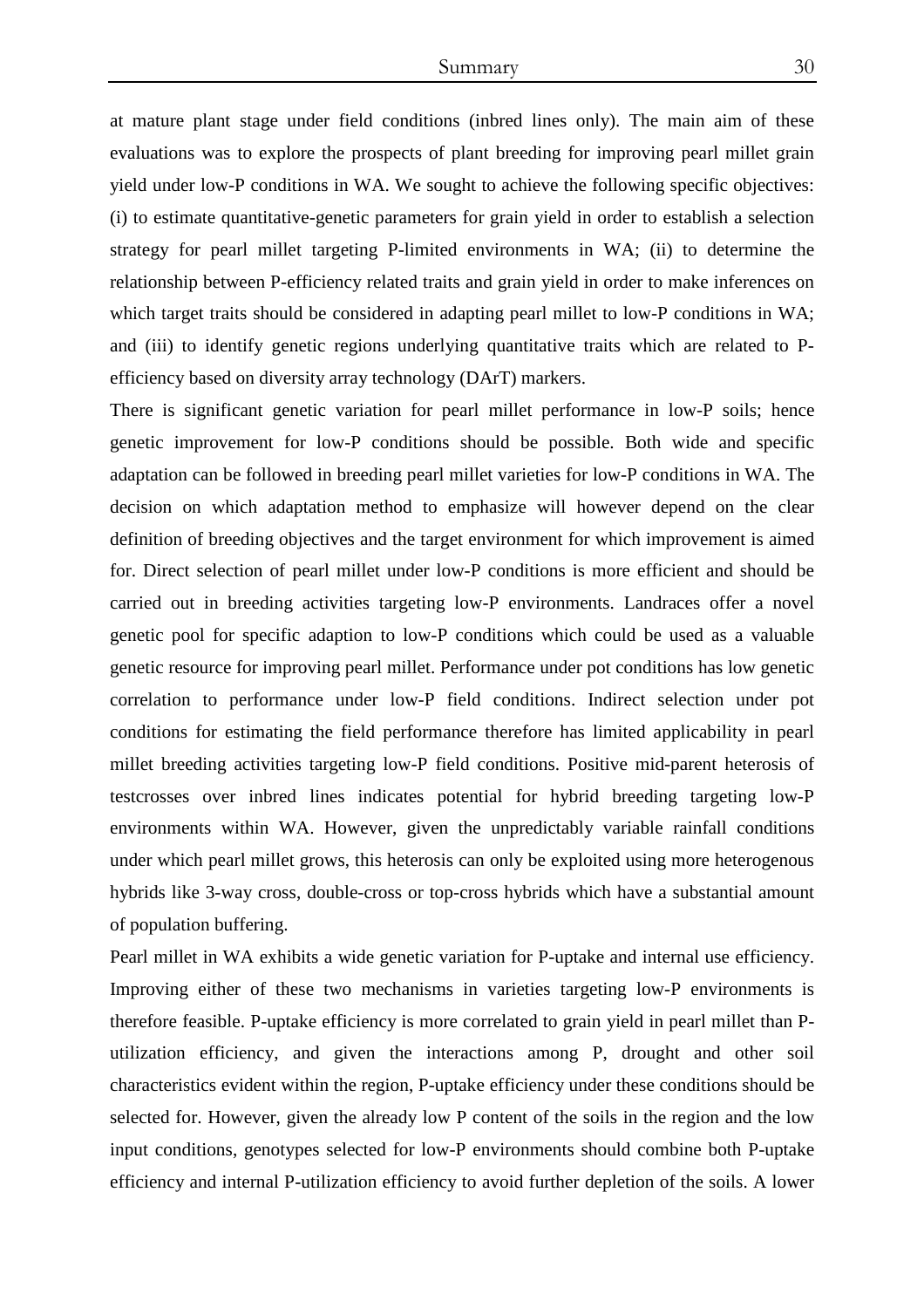at mature plant stage under field conditions (inbred lines only). The main aim of these evaluations was to explore the prospects of plant breeding for improving pearl millet grain yield under low-P conditions in WA. We sought to achieve the following specific objectives: (i) to estimate quantitative-genetic parameters for grain yield in order to establish a selection strategy for pearl millet targeting P-limited environments in WA; (ii) to determine the relationship between P-efficiency related traits and grain yield in order to make inferences on which target traits should be considered in adapting pearl millet to low-P conditions in WA; and (iii) to identify genetic regions underlying quantitative traits which are related to P-efficiency based on diversity array technology (DArT) markers.

There is significant genetic variation for pearl millet performance in low-P soils; hence genetic improvement for low-P conditions should be possible. Both wide and specific adaptation can be followed in breeding pearl millet varieties for low-P conditions in WA. The decision on which adaptation method to emphasize will however depend on the clear definition of breeding objectives and the target environment for which improvement is aimed for. Direct selection of pearl millet under low-P conditions is more efficient and should be carried out in breeding activities targeting low-P environments. Landraces offer a novel genetic pool for specific adaption to low-P conditions which could be used as a valuable genetic resource for improving pearl millet. Performance under pot conditions has low genetic correlation to performance under low-P field conditions. Indirect selection under pot conditions for estimating the field performance therefore has limited applicability in pearl millet breeding activities targeting low-P field conditions. Positive mid-parent heterosis of testcrosses over inbred lines indicates potential for hybrid breeding targeting low-P environments within WA. However, given the unpredictably variable rainfall conditions under which pearl millet grows, this heterosis can only be exploited using more heterogenous hybrids like 3-way cross, double-cross or top-cross hybrids which have a substantial amount of population buffering.

Pearl millet in WA exhibits a wide genetic variation for P-uptake and internal use efficiency. Improving either of these two mechanisms in varieties targeting low-P environments is therefore feasible. P-uptake efficiency is more correlated to grain yield in pearl millet than P-utilization efficiency, and given the interactions among P, drought and other soil characteristics evident within the region, P-uptake efficiency under these conditions should be selected for. However, given the already low P content of the soils in the region and the low input conditions, genotypes selected for low-P environments should combine both P-uptake efficiency and internal P-utilization efficiency to avoid further depletion of the soils. A lower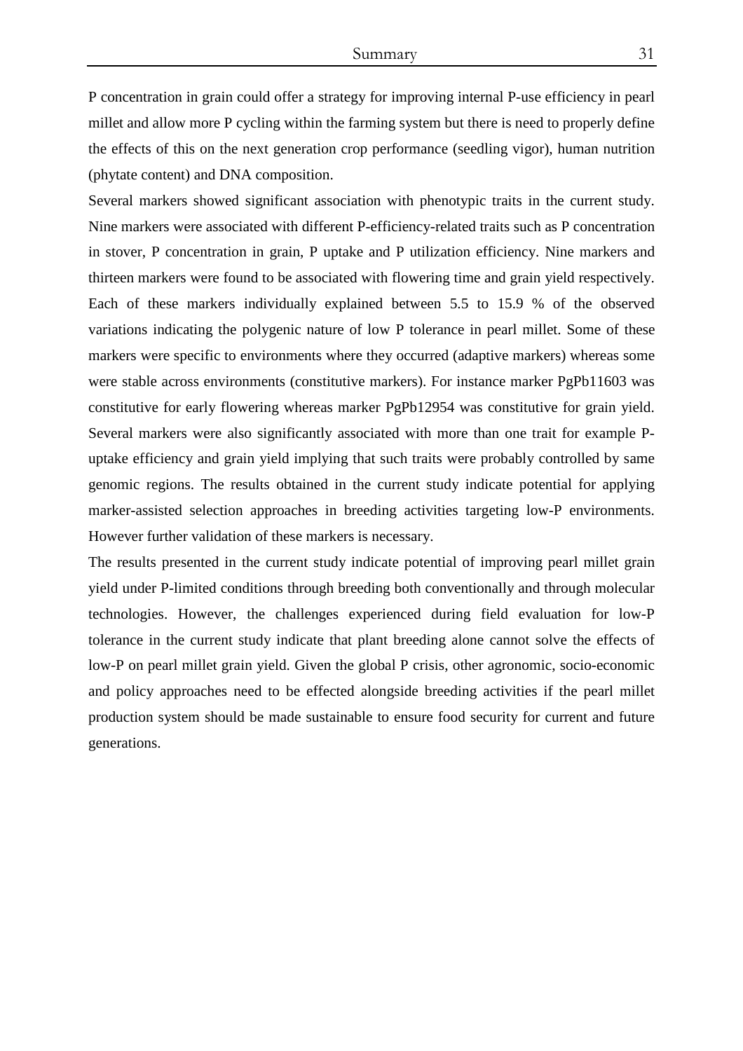P concentration in grain could offer a strategy for improving internal P-use efficiency in pearl millet and allow more P cycling within the farming system but there is need to properly define the effects of this on the next generation crop performance (seedling vigor), human nutrition (phytate content) and DNA composition.

Several markers showed significant association with phenotypic traits in the current study. Nine markers were associated with different P-efficiency-related traits such as P concentration in stover, P concentration in grain, P uptake and P utilization efficiency. Nine markers and thirteen markers were found to be associated with flowering time and grain yield respectively. Each of these markers individually explained between 5.5 to 15.9 % of the observed variations indicating the polygenic nature of low P tolerance in pearl millet. Some of these markers were specific to environments where they occurred (adaptive markers) whereas some were stable across environments (constitutive markers). For instance marker PgPb11603 was constitutive for early flowering whereas marker PgPb12954 was constitutive for grain yield. Several markers were also significantly associated with more than one trait for example P-uptake efficiency and grain yield implying that such traits were probably controlled by same genomic regions. The results obtained in the current study indicate potential for applying marker-assisted selection approaches in breeding activities targeting low-P environments. However further validation of these markers is necessary.

The results presented in the current study indicate potential of improving pearl millet grain yield under P-limited conditions through breeding both conventionally and through molecular technologies. However, the challenges experienced during field evaluation for low-P tolerance in the current study indicate that plant breeding alone cannot solve the effects of low-P on pearl millet grain yield. Given the global P crisis, other agronomic, socio-economic and policy approaches need to be effected alongside breeding activities if the pearl millet production system should be made sustainable to ensure food security for current and future generations.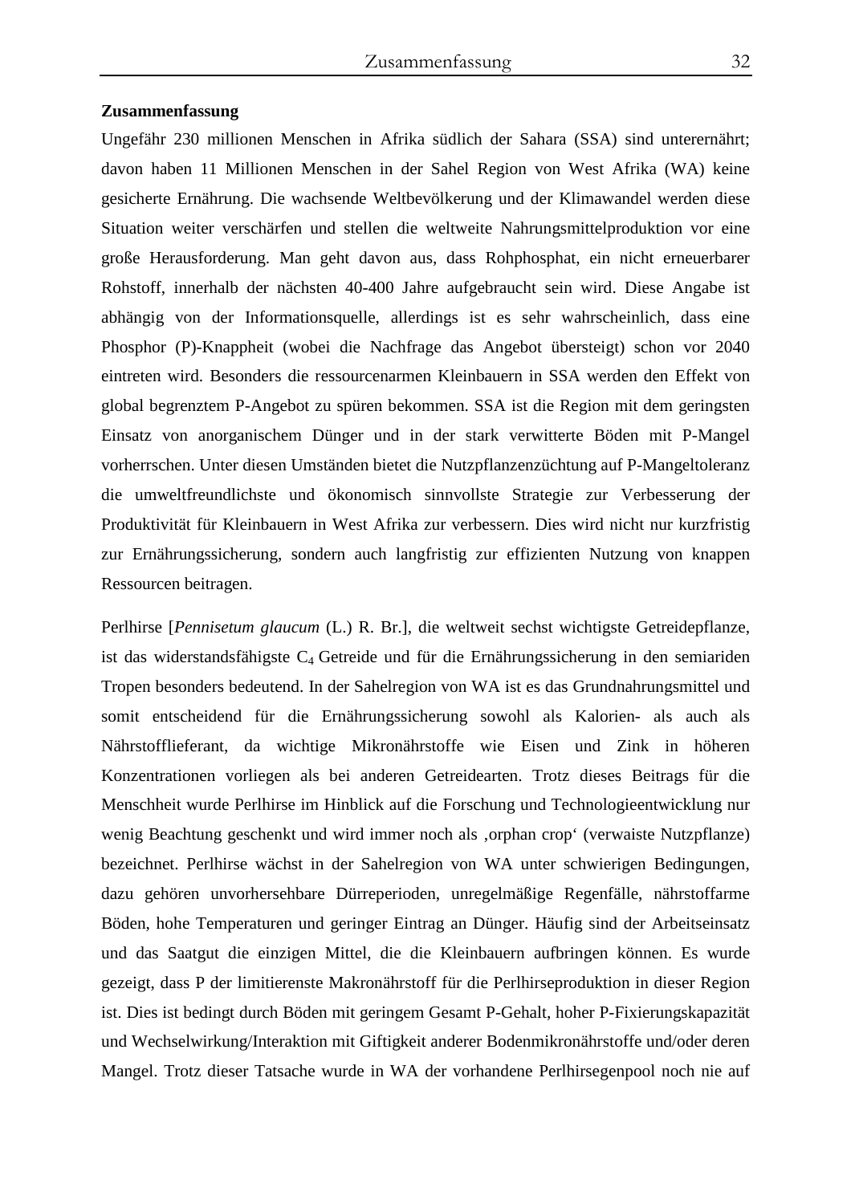**Zusammenfassung**

Ungefähr 230 millionen Menschen in Afrika südlich der Sahara (SSA) sind unterernährt; davon haben 11 Millionen Menschen in der Sahel Region von West Afrika (WA) keine gesicherte Ernährung. Die wachsende Weltbevölkerung und der Klimawandel werden diese Situation weiter verschärfen und stellen die weltweite Nahrungsmittelproduktion vor eine große Herausforderung. Man geht davon aus, dass Rohphosphat, ein nicht erneuerbarer Rohstoff, innerhalb der nächsten 40-400 Jahre aufgebraucht sein wird. Diese Angabe ist abhängig von der Informationsquelle, allerdings ist es sehr wahrscheinlich, dass eine Phosphor (P)-Knappheit (wobei die Nachfrage das Angebot übersteigt) schon vor 2040 eintreten wird. Besonders die ressourcenarmen Kleinbauern in SSA werden den Effekt von global begrenztem P-Angebot zu spüren bekommen. SSA ist die Region mit dem geringsten Einsatz von anorganischem Dünger und in der stark verwitterte Böden mit P-Mangel vorherrschen. Unter diesen Umständen bietet die Nutzpflanzenzüchtung auf P-Mangeltoleranz die umweltfreundlichste und ökonomisch sinnvollste Strategie zur Verbesserung der Produktivität für Kleinbauern in West Afrika zur verbessern. Dies wird nicht nur kurzfristig zur Ernährungssicherung, sondern auch langfristig zur effizienten Nutzung von knappen Ressourcen beitragen.

Perlhirse [*Pennisetum glaucum* (L.) R. Br.], die weltweit sechst wichtigste Getreidepflanze, ist das widerstandsfähigste $C_4$ Getreide und für die Ernährungssicherung in den semiariden Tropen besonders bedeutend. In der Sahelregion von WA ist es das Grundnahrungsmittel und somit entscheidend für die Ernährungssicherung sowohl als Kalorien- als auch als Nährstofflieferant, da wichtige Mikronährstoffe wie Eisen und Zink in höheren Konzentrationen vorliegen als bei anderen Getreidearten. Trotz dieses Beitrags für die Menschheit wurde Perlhirse im Hinblick auf die Forschung und Technologieentwicklung nur wenig Beachtung geschenkt und wird immer noch als ‚orphan crop' (verwaiste Nutzpflanze) bezeichnet. Perlhirse wächst in der Sahelregion von WA unter schwierigen Bedingungen, dazu gehören unvorhersehbare Dürreperioden, unregelmäßige Regenfälle, nährstoffarme Böden, hohe Temperaturen und geringer Eintrag an Dünger. Häufig sind der Arbeitseinsatz und das Saatgut die einzigen Mittel, die die Kleinbauern aufbringen können. Es wurde gezeigt, dass P der limitierenste Makronährstoff für die Perlhirseproduktion in dieser Region ist. Dies ist bedingt durch Böden mit geringem Gesamt P-Gehalt, hoher P-Fixierungskapazität und Wechselwirkung/Interaktion mit Giftigkeit anderer Bodenmikronährstoffe und/oder deren Mangel. Trotz dieser Tatsache wurde in WA der vorhandene Perlhirsegenpool noch nie auf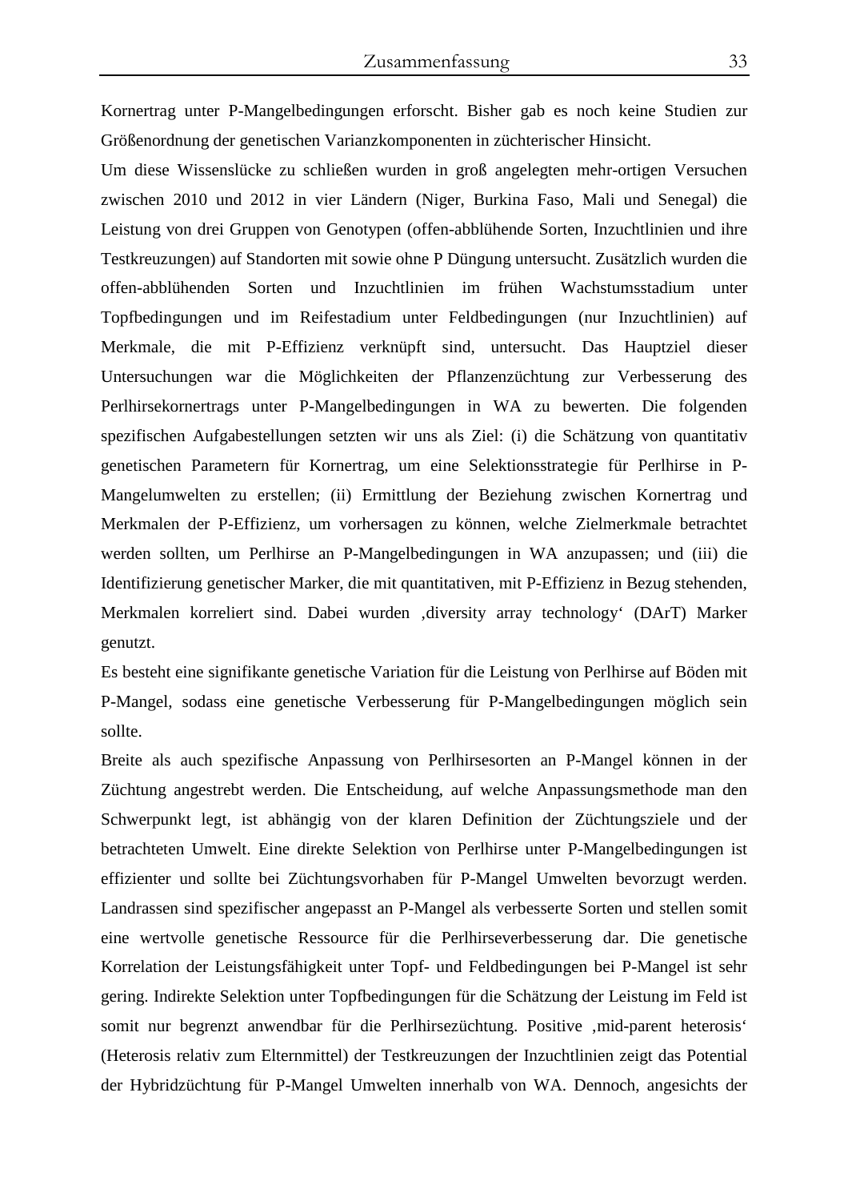Kornertrag unter P-Mangelbedingungen erforscht. Bisher gab es noch keine Studien zur Größenordnung der genetischen Varianzkomponenten in züchterischer Hinsicht.

Um diese Wissenslücke zu schließen wurden in groß angelegten mehr-ortigen Versuchen zwischen 2010 und 2012 in vier Ländern (Niger, Burkina Faso, Mali und Senegal) die Leistung von drei Gruppen von Genotypen (offen-abblühende Sorten, Inzuchtlinien und ihre Testkreuzungen) auf Standorten mit sowie ohne P Düngung untersucht. Zusätzlich wurden die offen-abblühenden Sorten und Inzuchtlinien im frühen Wachstumsstadium unter Topfbedingungen und im Reifestadium unter Feldbedingungen (nur Inzuchtlinien) auf Merkmale, die mit P-Effizienz verknüpft sind, untersucht. Das Hauptziel dieser Untersuchungen war die Möglichkeiten der Pflanzenzüchtung zur Verbesserung des Perlhirsekornertrags unter P-Mangelbedingungen in WA zu bewerten. Die folgenden spezifischen Aufgabestellungen setzten wir uns als Ziel: (i) die Schätzung von quantitativ genetischen Parametern für Kornertrag, um eine Selektionsstrategie für Perlhirse in P-Mangelumwelten zu erstellen; (ii) Ermittlung der Beziehung zwischen Kornertrag und Merkmalen der P-Effizienz, um vorhersagen zu können, welche Zielmerkmale betrachtet werden sollten, um Perlhirse an P-Mangelbedingungen in WA anzupassen; und (iii) die Identifizierung genetischer Marker, die mit quantitativen, mit P-Effizienz in Bezug stehenden, Merkmalen korreliert sind. Dabei wurden ‚diversity array technology' (DArT) Marker genutzt.

Es besteht eine signifikante genetische Variation für die Leistung von Perlhirse auf Böden mit P-Mangel, sodass eine genetische Verbesserung für P-Mangelbedingungen möglich sein sollte.

Breite als auch spezifische Anpassung von Perlhirsesorten an P-Mangel können in der Züchtung angestrebt werden. Die Entscheidung, auf welche Anpassungsmethode man den Schwerpunkt legt, ist abhängig von der klaren Definition der Züchtungsziele und der betrachteten Umwelt. Eine direkte Selektion von Perlhirse unter P-Mangelbedingungen ist effizienter und sollte bei Züchtungsvorhaben für P-Mangel Umwelten bevorzugt werden. Landrassen sind spezifischer angepasst an P-Mangel als verbesserte Sorten und stellen somit eine wertvolle genetische Ressource für die Perlhirseverbesserung dar. Die genetische Korrelation der Leistungsfähigkeit unter Topf- und Feldbedingungen bei P-Mangel ist sehr gering. Indirekte Selektion unter Topfbedingungen für die Schätzung der Leistung im Feld ist somit nur begrenzt anwendbar für die Perlhirsezüchtung. Positive ‚mid-parent heterosis' (Heterosis relativ zum Elternmittel) der Testkreuzungen der Inzuchtlinien zeigt das Potential der Hybridzüchtung für P-Mangel Umwelten innerhalb von WA. Dennoch, angesichts der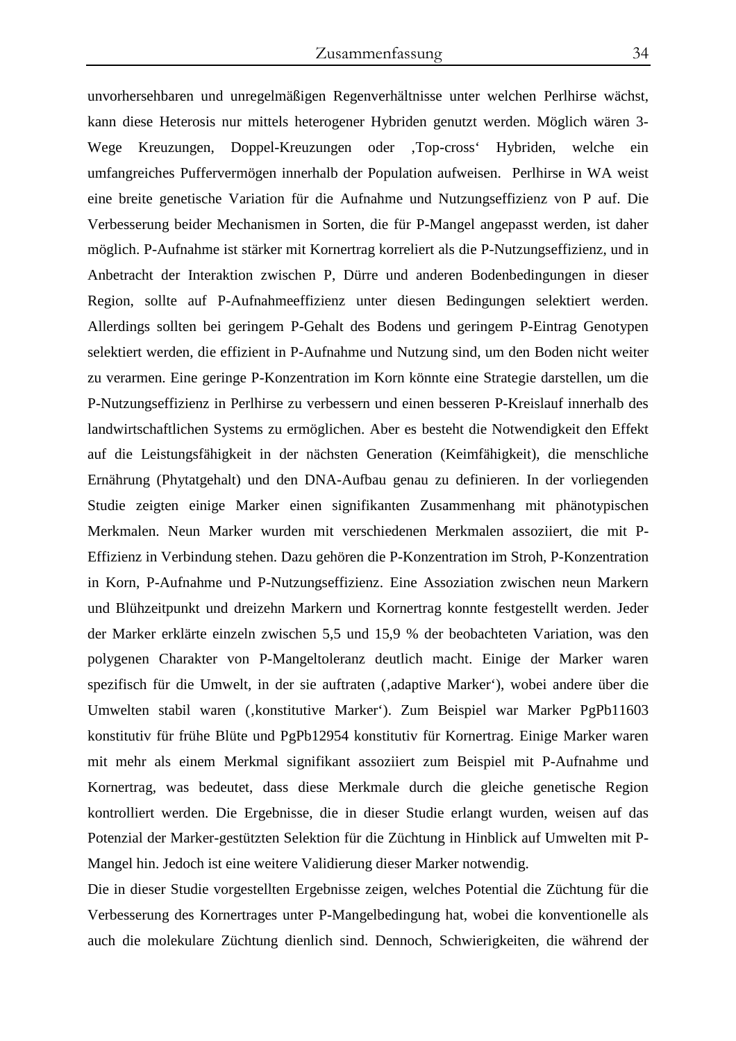unvorhersehbaren und unregelmäßigen Regenverhältnisse unter welchen Perlhirse wächst, kann diese Heterosis nur mittels heterogener Hybriden genutzt werden. Möglich wären 3-Wege Kreuzungen, Doppel-Kreuzungen oder ‚Top-cross' Hybriden, welche ein umfangreiches Puffervermögen innerhalb der Population aufweisen. Perlhirse in WA weist eine breite genetische Variation für die Aufnahme und Nutzungseffizienz von P auf. Die Verbesserung beider Mechanismen in Sorten, die für P-Mangel angepasst werden, ist daher möglich. P-Aufnahme ist stärker mit Kornertrag korreliert als die P-Nutzungseffizienz, und in Anbetracht der Interaktion zwischen P, Dürre und anderen Bodenbedingungen in dieser Region, sollte auf P-Aufnahmeeffizienz unter diesen Bedingungen selektiert werden. Allerdings sollten bei geringem P-Gehalt des Bodens und geringem P-Eintrag Genotypen selektiert werden, die effizient in P-Aufnahme und Nutzung sind, um den Boden nicht weiter zu verarmen. Eine geringe P-Konzentration im Korn könnte eine Strategie darstellen, um die P-Nutzungseffizienz in Perlhirse zu verbessern und einen besseren P-Kreislauf innerhalb des landwirtschaftlichen Systems zu ermöglichen. Aber es besteht die Notwendigkeit den Effekt auf die Leistungsfähigkeit in der nächsten Generation (Keimfähigkeit), die menschliche Ernährung (Phytatgehalt) und den DNA-Aufbau genau zu definieren. In der vorliegenden Studie zeigten einige Marker einen signifikanten Zusammenhang mit phänotypischen Merkmalen. Neun Marker wurden mit verschiedenen Merkmalen assoziiert, die mit P-Effizienz in Verbindung stehen. Dazu gehören die P-Konzentration im Stroh, P-Konzentration in Korn, P-Aufnahme und P-Nutzungseffizienz. Eine Assoziation zwischen neun Markern und Blühzeitpunkt und dreizehn Markern und Kornertrag konnte festgestellt werden. Jeder der Marker erklärte einzeln zwischen 5,5 und 15,9 % der beobachteten Variation, was den polygenen Charakter von P-Mangeltoleranz deutlich macht. Einige der Marker waren spezifisch für die Umwelt, in der sie auftraten (‚adaptive Marker'), wobei andere über die Umwelten stabil waren (‚konstitutive Marker'). Zum Beispiel war Marker PgPb11603 konstitutiv für frühe Blüte und PgPb12954 konstitutiv für Kornertrag. Einige Marker waren mit mehr als einem Merkmal signifikant assoziiert zum Beispiel mit P-Aufnahme und Kornertrag, was bedeutet, dass diese Merkmale durch die gleiche genetische Region kontrolliert werden. Die Ergebnisse, die in dieser Studie erlangt wurden, weisen auf das Potenzial der Marker-gestützten Selektion für die Züchtung in Hinblick auf Umwelten mit P-Mangel hin. Jedoch ist eine weitere Validierung dieser Marker notwendig.

Die in dieser Studie vorgestellten Ergebnisse zeigen, welches Potential die Züchtung für die Verbesserung des Kornertrages unter P-Mangelbedingung hat, wobei die konventionelle als auch die molekulare Züchtung dienlich sind. Dennoch, Schwierigkeiten, die während der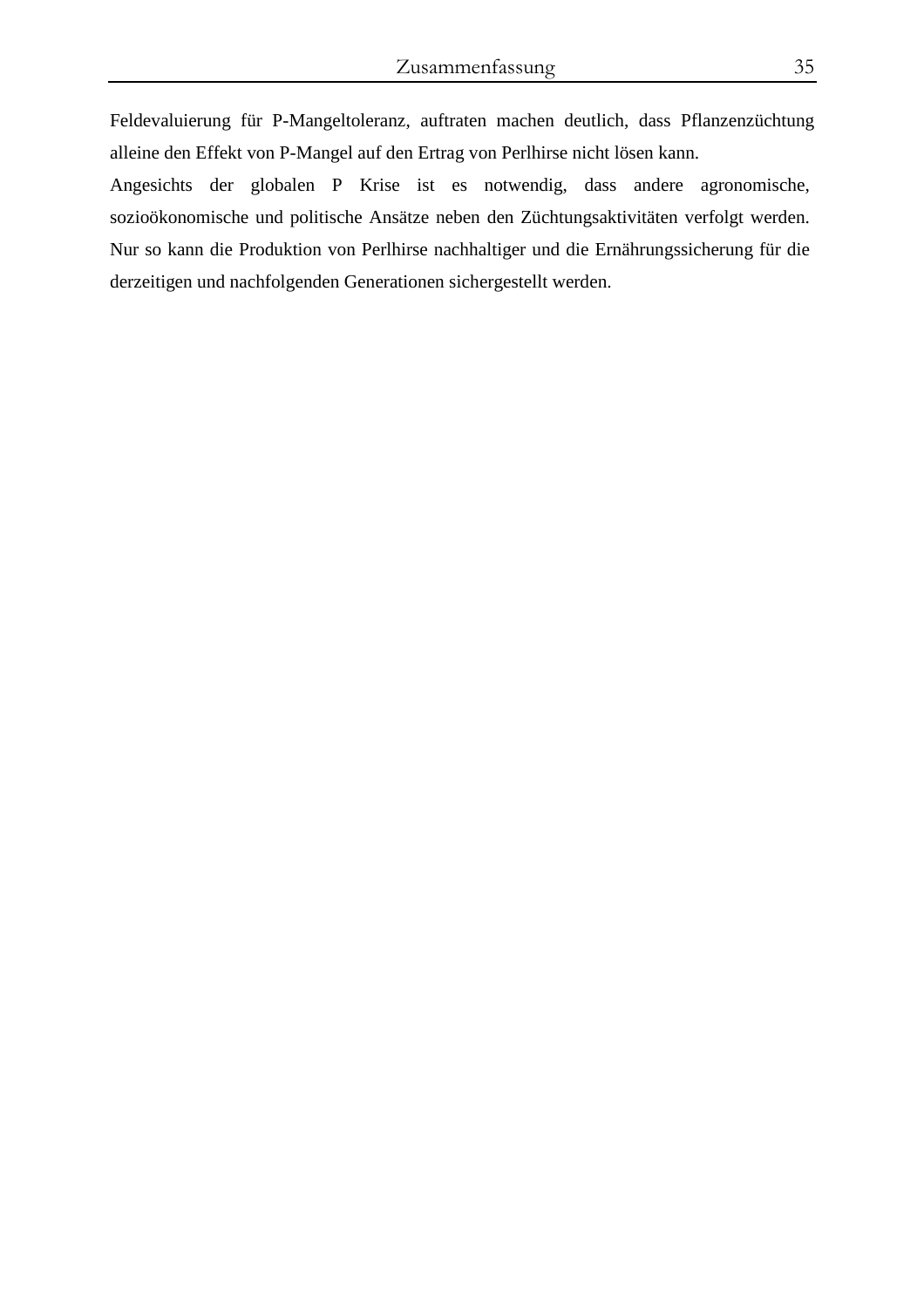Feldevaluierung für P-Mangeltoleranz, auftraten machen deutlich, dass Pflanzenzüchtung alleine den Effekt von P-Mangel auf den Ertrag von Perlhirse nicht lösen kann.

Angesichts der globalen P Krise ist es notwendig, dass andere agronomische, sozioökonomische und politische Ansätze neben den Züchtungsaktivitäten verfolgt werden. Nur so kann die Produktion von Perlhirse nachhaltiger und die Ernährungssicherung für die derzeitigen und nachfolgenden Generationen sichergestellt werden.